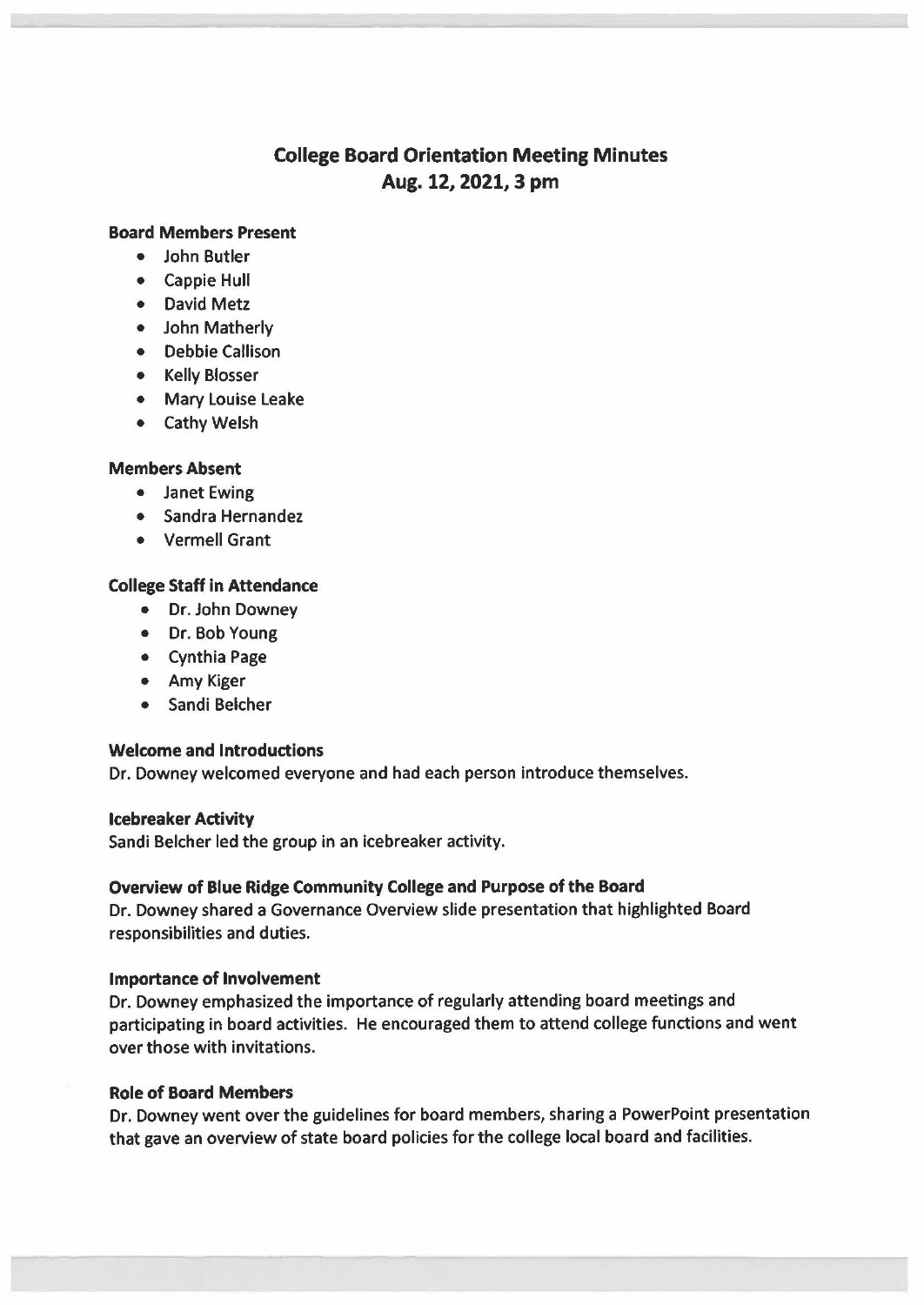# College Board Orientation Meeting Minutes
## Aug. 12, 2021, 3 pm

**Board Members Present**

- John Butler
- Cappie Hull
- David Metz
- John Matherly
- Debbie Callison
- Kelly Blosser
- Mary Louise Leake
- Cathy Welsh

**Members Absent**

- Janet Ewing
- Sandra Hernandez
- Vermell Grant

**College Staff in Attendance**

- Dr. John Downey
- Dr. Bob Young
- Cynthia Page
- Amy Kiger
- Sandi Belcher

**Welcome and Introductions**

Dr. Downey welcomed everyone and had each person introduce themselves.

**Icebreaker Activity**

Sandi Belcher led the group in an icebreaker activity.

**Overview of Blue Ridge Community College and Purpose of the Board**

Dr. Downey shared a Governance Overview slide presentation that highlighted Board responsibilities and duties.

**Importance of Involvement**

Dr. Downey emphasized the importance of regularly attending board meetings and participating in board activities. He encouraged them to attend college functions and went over those with invitations.

**Role of Board Members**

Dr. Downey went over the guidelines for board members, sharing a PowerPoint presentation that gave an overview of state board policies for the college local board and facilities.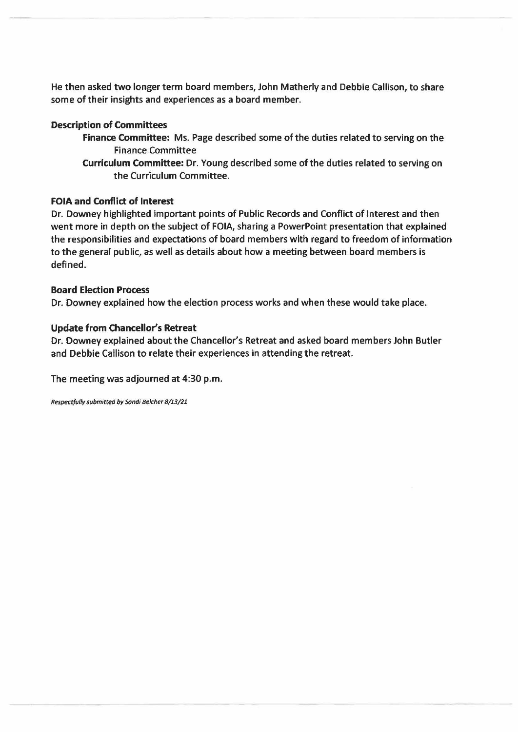He then asked two longer term board members, John Matherly and Debbie Callison, to share some of their insights and experiences as a board member.

**Description of Committees**

**Finance Committee:** Ms. Page described some of the duties related to serving on the Finance Committee

**Curriculum Committee:** Dr. Young described some of the duties related to serving on the Curriculum Committee.

**FOIA and Conflict of Interest**

Dr. Downey highlighted important points of Public Records and Conflict of Interest and then went more in depth on the subject of FOIA, sharing a PowerPoint presentation that explained the responsibilities and expectations of board members with regard to freedom of information to the general public, as well as details about how a meeting between board members is defined.

**Board Election Process**

Dr. Downey explained how the election process works and when these would take place.

**Update from Chancellor's Retreat**

Dr. Downey explained about the Chancellor's Retreat and asked board members John Butler and Debbie Callison to relate their experiences in attending the retreat.

The meeting was adjourned at 4:30 p.m.

***Respectfully submitted by Sandi Belcher 8/13/21***